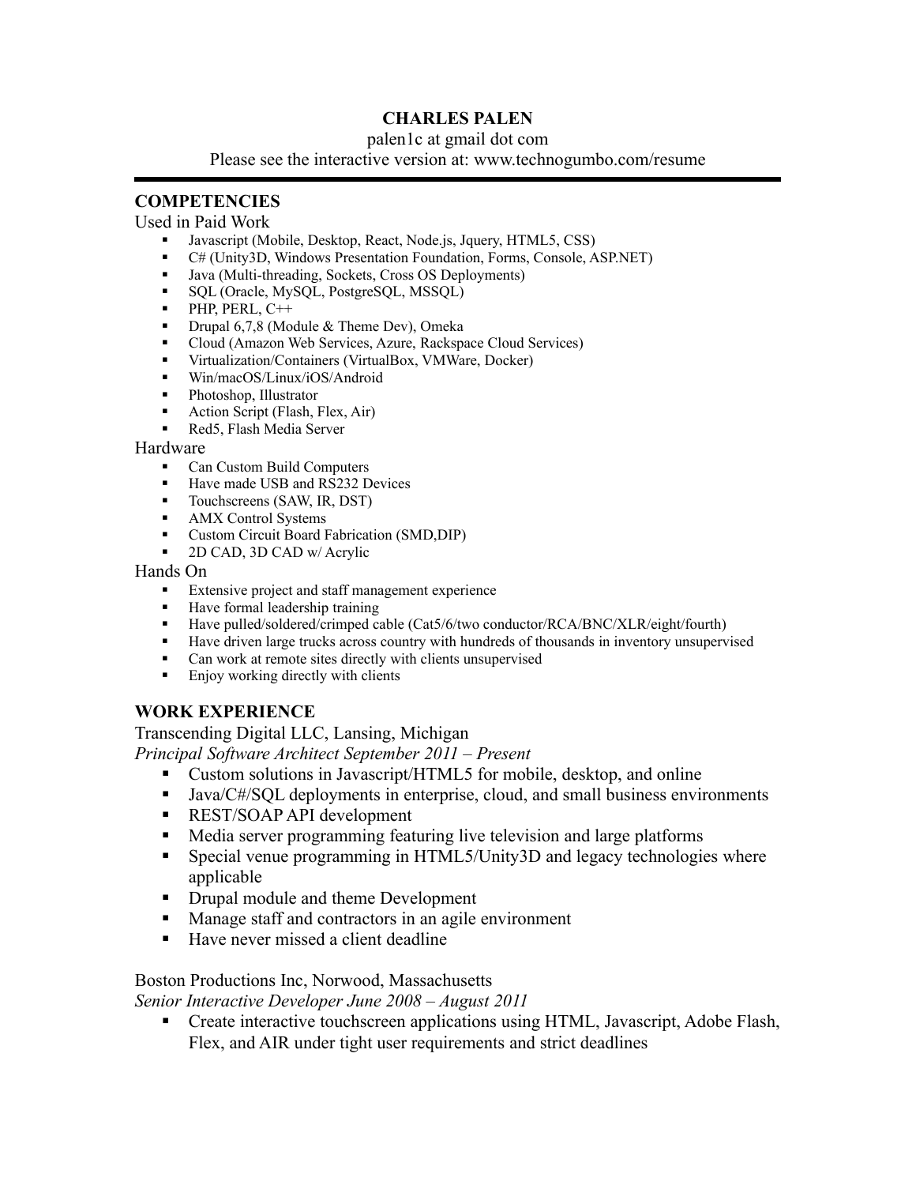# CHARLES PALEN

palen1c at gmail dot com

Please see the interactive version at: www.technogumbo.com/resume

---

## COMPETENCIES

Used in Paid Work

- Javascript (Mobile, Desktop, React, Node.js, Jquery, HTML5, CSS)
- C# (Unity3D, Windows Presentation Foundation, Forms, Console, ASP.NET)
- Java (Multi-threading, Sockets, Cross OS Deployments)
- SQL (Oracle, MySQL, PostgreSQL, MSSQL)
- PHP, PERL, C++
- Drupal 6,7,8 (Module & Theme Dev), Omeka
- Cloud (Amazon Web Services, Azure, Rackspace Cloud Services)
- Virtualization/Containers (VirtualBox, VMWare, Docker)
- Win/macOS/Linux/iOS/Android
- Photoshop, Illustrator
- Action Script (Flash, Flex, Air)
- Red5, Flash Media Server

Hardware

- Can Custom Build Computers
- Have made USB and RS232 Devices
- Touchscreens (SAW, IR, DST)
- AMX Control Systems
- Custom Circuit Board Fabrication (SMD,DIP)
- 2D CAD, 3D CAD w/ Acrylic

Hands On

- Extensive project and staff management experience
- Have formal leadership training
- Have pulled/soldered/crimped cable (Cat5/6/two conductor/RCA/BNC/XLR/eight/fourth)
- Have driven large trucks across country with hundreds of thousands in inventory unsupervised
- Can work at remote sites directly with clients unsupervised
- Enjoy working directly with clients

## WORK EXPERIENCE

Transcending Digital LLC, Lansing, Michigan

*Principal Software Architect September 2011 – Present*

- Custom solutions in Javascript/HTML5 for mobile, desktop, and online
- Java/C#/SQL deployments in enterprise, cloud, and small business environments
- REST/SOAP API development
- Media server programming featuring live television and large platforms
- Special venue programming in HTML5/Unity3D and legacy technologies where applicable
- Drupal module and theme Development
- Manage staff and contractors in an agile environment
- Have never missed a client deadline

Boston Productions Inc, Norwood, Massachusetts

*Senior Interactive Developer June 2008 – August 2011*

- Create interactive touchscreen applications using HTML, Javascript, Adobe Flash, Flex, and AIR under tight user requirements and strict deadlines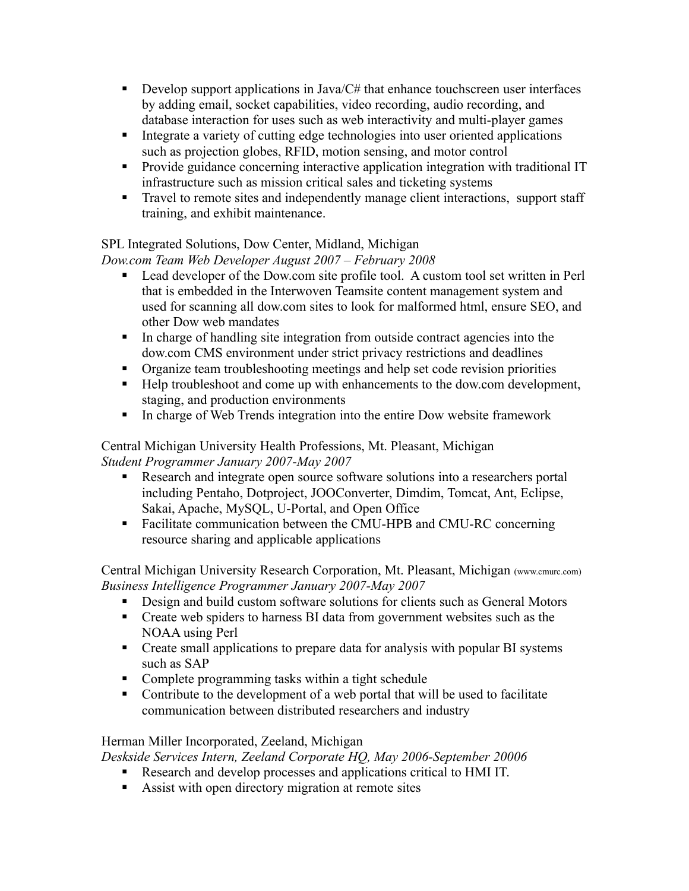- Develop support applications in Java/C# that enhance touchscreen user interfaces by adding email, socket capabilities, video recording, audio recording, and database interaction for uses such as web interactivity and multi-player games
- Integrate a variety of cutting edge technologies into user oriented applications such as projection globes, RFID, motion sensing, and motor control
- Provide guidance concerning interactive application integration with traditional IT infrastructure such as mission critical sales and ticketing systems
- Travel to remote sites and independently manage client interactions,  support staff training, and exhibit maintenance.

SPL Integrated Solutions, Dow Center, Midland, Michigan
*Dow.com Team Web Developer August 2007 – February 2008*

- Lead developer of the Dow.com site profile tool.  A custom tool set written in Perl that is embedded in the Interwoven Teamsite content management system and used for scanning all dow.com sites to look for malformed html, ensure SEO, and other Dow web mandates
- In charge of handling site integration from outside contract agencies into the dow.com CMS environment under strict privacy restrictions and deadlines
- Organize team troubleshooting meetings and help set code revision priorities
- Help troubleshoot and come up with enhancements to the dow.com development, staging, and production environments
- In charge of Web Trends integration into the entire Dow website framework

Central Michigan University Health Professions, Mt. Pleasant, Michigan
*Student Programmer January 2007-May 2007*

- Research and integrate open source software solutions into a researchers portal including Pentaho, Dotproject, JOOConverter, Dimdim, Tomcat, Ant, Eclipse, Sakai, Apache, MySQL, U-Portal, and Open Office
- Facilitate communication between the CMU-HPB and CMU-RC concerning resource sharing and applicable applications

Central Michigan University Research Corporation, Mt. Pleasant, Michigan (www.cmurc.com)
*Business Intelligence Programmer January 2007-May 2007*

- Design and build custom software solutions for clients such as General Motors
- Create web spiders to harness BI data from government websites such as the NOAA using Perl
- Create small applications to prepare data for analysis with popular BI systems such as SAP
- Complete programming tasks within a tight schedule
- Contribute to the development of a web portal that will be used to facilitate communication between distributed researchers and industry

Herman Miller Incorporated, Zeeland, Michigan
*Deskside Services Intern, Zeeland Corporate HQ, May 2006-September 20006*

- Research and develop processes and applications critical to HMI IT.
- Assist with open directory migration at remote sites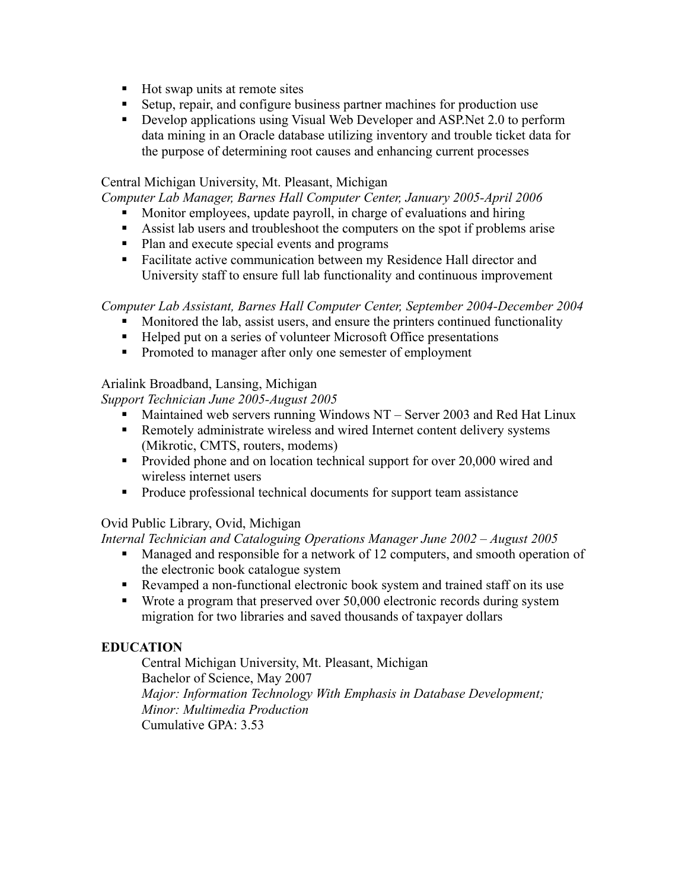- Hot swap units at remote sites
- Setup, repair, and configure business partner machines for production use
- Develop applications using Visual Web Developer and ASP.Net 2.0 to perform data mining in an Oracle database utilizing inventory and trouble ticket data for the purpose of determining root causes and enhancing current processes

Central Michigan University, Mt. Pleasant, Michigan
*Computer Lab Manager, Barnes Hall Computer Center, January 2005-April 2006*

- Monitor employees, update payroll, in charge of evaluations and hiring
- Assist lab users and troubleshoot the computers on the spot if problems arise
- Plan and execute special events and programs
- Facilitate active communication between my Residence Hall director and University staff to ensure full lab functionality and continuous improvement

*Computer Lab Assistant, Barnes Hall Computer Center, September 2004-December 2004*

- Monitored the lab, assist users, and ensure the printers continued functionality
- Helped put on a series of volunteer Microsoft Office presentations
- Promoted to manager after only one semester of employment

Arialink Broadband, Lansing, Michigan
*Support Technician June 2005-August 2005*

- Maintained web servers running Windows NT – Server 2003 and Red Hat Linux
- Remotely administrate wireless and wired Internet content delivery systems (Mikrotic, CMTS, routers, modems)
- Provided phone and on location technical support for over 20,000 wired and wireless internet users
- Produce professional technical documents for support team assistance

Ovid Public Library, Ovid, Michigan
*Internal Technician and Cataloguing Operations Manager June 2002 – August 2005*

- Managed and responsible for a network of 12 computers, and smooth operation of the electronic book catalogue system
- Revamped a non-functional electronic book system and trained staff on its use
- Wrote a program that preserved over 50,000 electronic records during system migration for two libraries and saved thousands of taxpayer dollars

**EDUCATION**

Central Michigan University, Mt. Pleasant, Michigan
Bachelor of Science, May 2007
*Major: Information Technology With Emphasis in Database Development;*
*Minor: Multimedia Production*
Cumulative GPA: 3.53